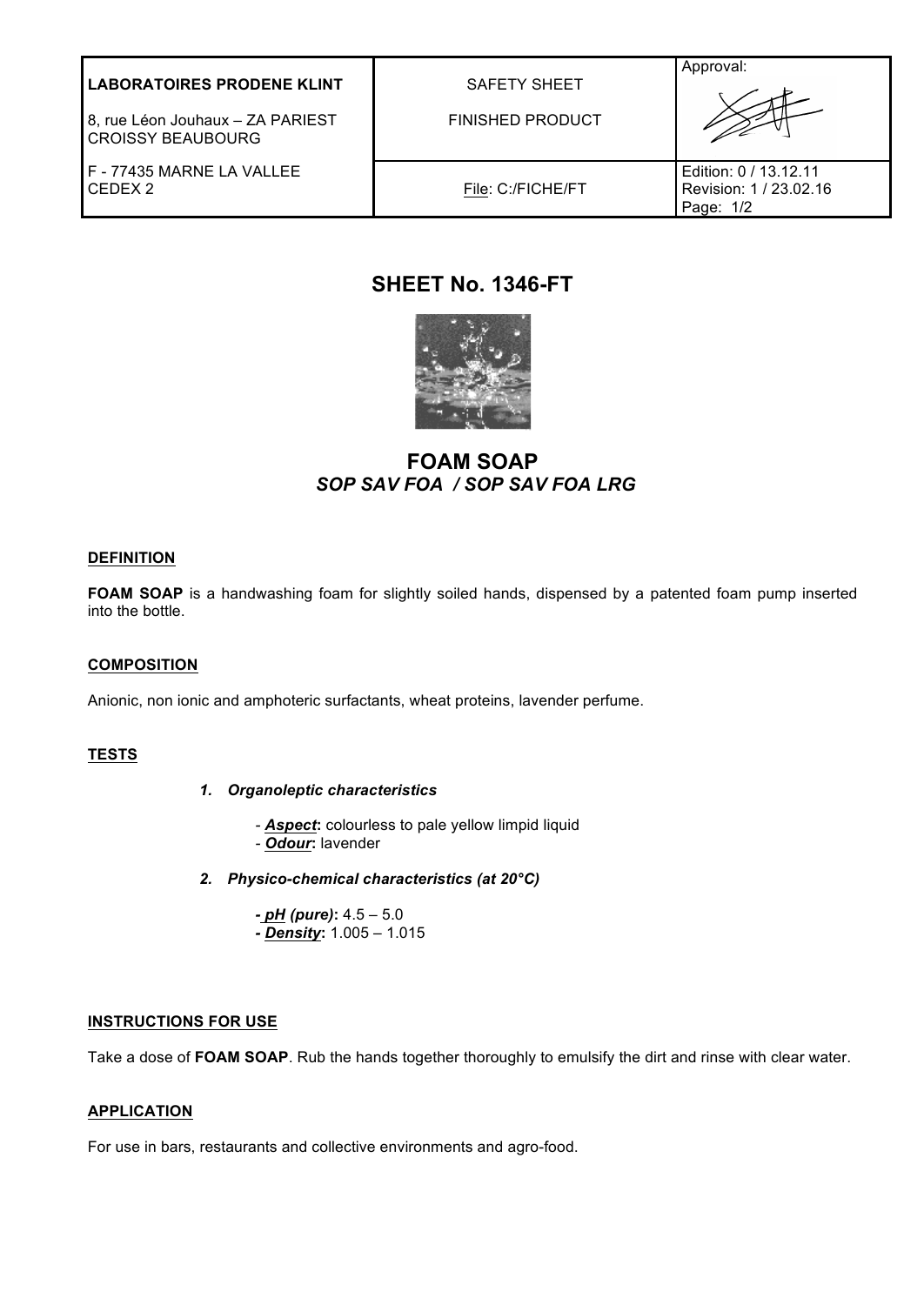| LABORATOIRES PRODENE KLINT<br><br>8, rue Léon Jouhaux – ZA PARIEST CROISSY BEAUBOURG | SAFETY SHEET<br><br>FINISHED PRODUCT | Approval: |
|---|---|---|
| F - 77435 MARNE LA VALLEE CEDEX 2 | File: C:/FICHE/FT | Edition: 0 / 13.12.11<br>Revision: 1 / 23.02.16<br>Page: 1/2 |

# SHEET No. 1346-FT

## FOAM SOAP
### *SOP SAV FOA / SOP SAV FOA LRG*

**DEFINITION**

**FOAM SOAP** is a handwashing foam for slightly soiled hands, dispensed by a patented foam pump inserted into the bottle.

**COMPOSITION**

Anionic, non ionic and amphoteric surfactants, wheat proteins, lavender perfume.

**TESTS**

1. ***Organoleptic characteristics***

   - ***Aspect*:** colourless to pale yellow limpid liquid
   - ***Odour*:** lavender

2. ***Physico-chemical characteristics (at 20°C)***

   - ***pH (pure)*:** 4.5 – 5.0
   - ***Density*:** 1.005 – 1.015

**INSTRUCTIONS FOR USE**

Take a dose of **FOAM SOAP**. Rub the hands together thoroughly to emulsify the dirt and rinse with clear water.

**APPLICATION**

For use in bars, restaurants and collective environments and agro-food.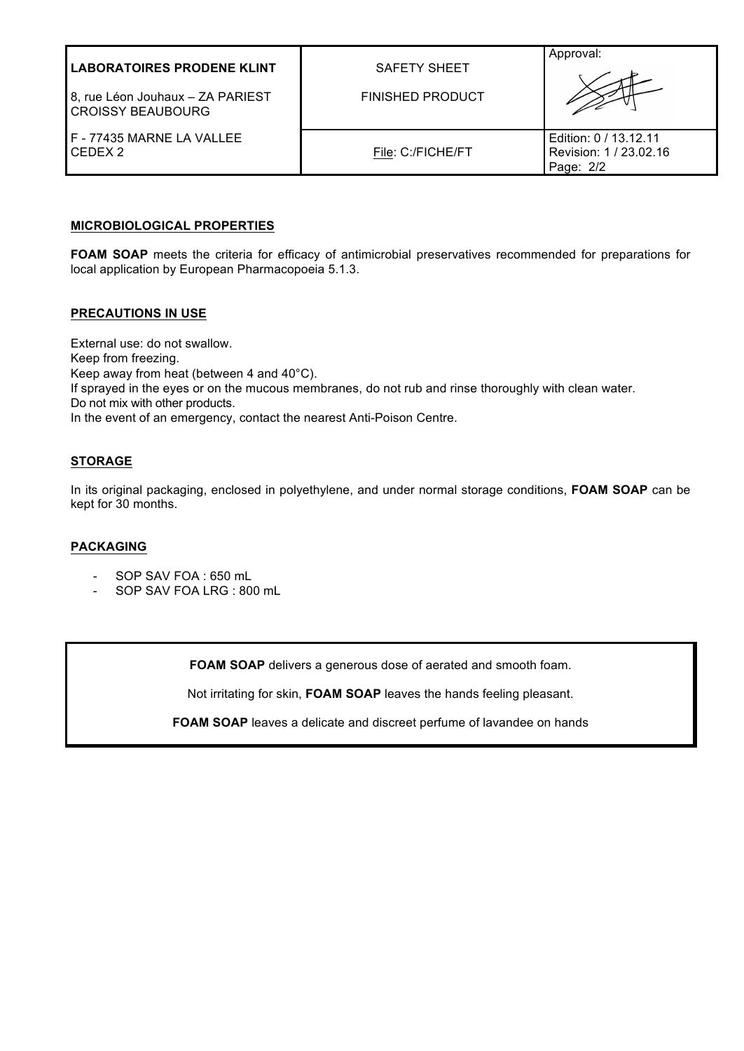**MICROBIOLOGICAL PROPERTIES**

**FOAM SOAP** meets the criteria for efficacy of antimicrobial preservatives recommended for preparations for local application by European Pharmacopoeia 5.1.3.

**PRECAUTIONS IN USE**

External use: do not swallow.
Keep from freezing.
Keep away from heat (between 4 and 40°C).
If sprayed in the eyes or on the mucous membranes, do not rub and rinse thoroughly with clean water.
Do not mix with other products.
In the event of an emergency, contact the nearest Anti-Poison Centre.

**STORAGE**

In its original packaging, enclosed in polyethylene, and under normal storage conditions, **FOAM SOAP** can be kept for 30 months.

**PACKAGING**

- SOP SAV FOA : 650 mL
- SOP SAV FOA LRG : 800 mL

**FOAM SOAP** delivers a generous dose of aerated and smooth foam.

Not irritating for skin, **FOAM SOAP** leaves the hands feeling pleasant.

**FOAM SOAP** leaves a delicate and discreet perfume of lavandee on hands